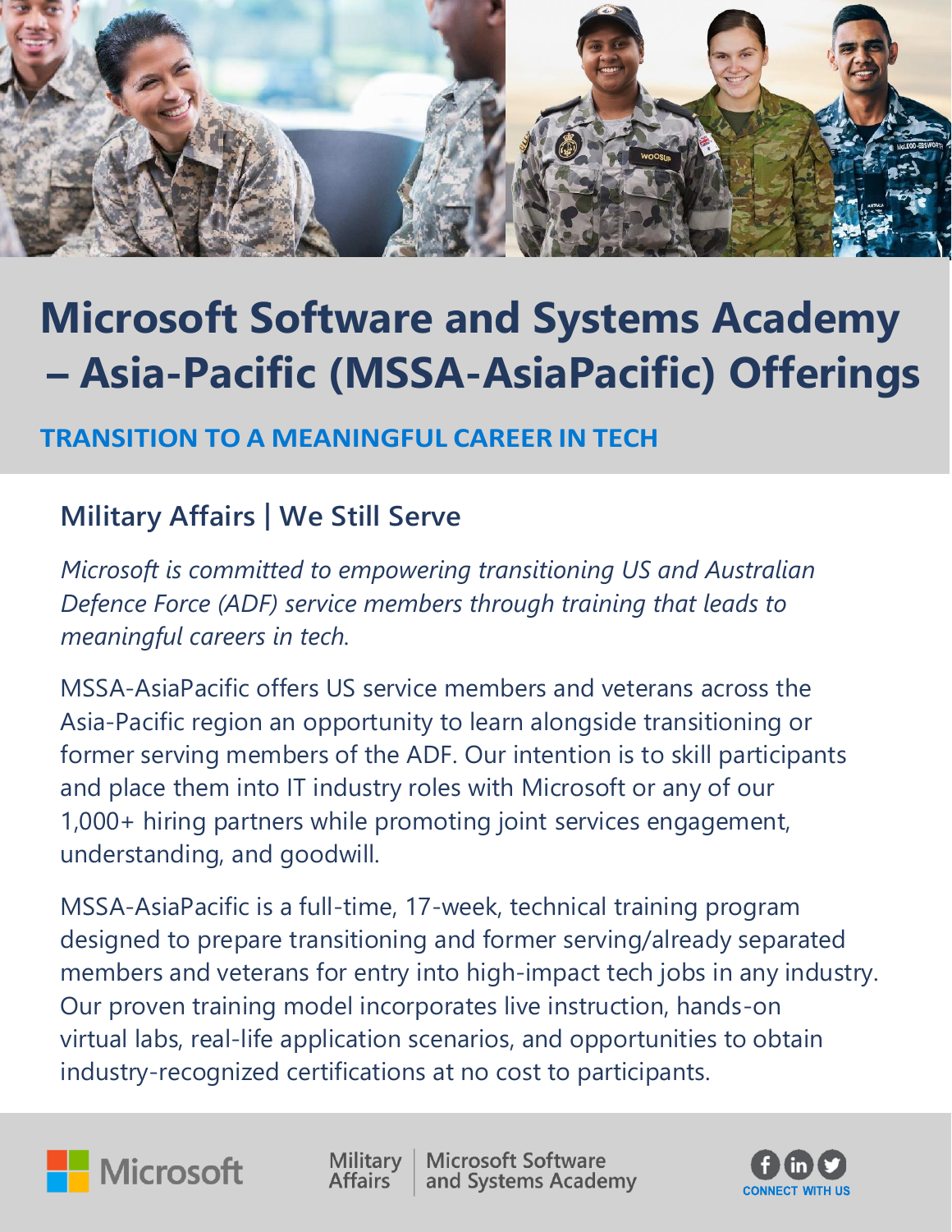# Microsoft Software and Systems Academy – Asia-Pacific (MSSA-AsiaPacific) Offerings

**TRANSITION TO A MEANINGFUL CAREER IN TECH**

## Military Affairs | We Still Serve

*Microsoft is committed to empowering transitioning US and Australian Defence Force (ADF) service members through training that leads to meaningful careers in tech.*

MSSA-AsiaPacific offers US service members and veterans across the Asia-Pacific region an opportunity to learn alongside transitioning or former serving members of the ADF. Our intention is to skill participants and place them into IT industry roles with Microsoft or any of our 1,000+ hiring partners while promoting joint services engagement, understanding, and goodwill.

MSSA-AsiaPacific is a full-time, 17-week, technical training program designed to prepare transitioning and former serving/already separated members and veterans for entry into high-impact tech jobs in any industry. Our proven training model incorporates live instruction, hands-on virtual labs, real-life application scenarios, and opportunities to obtain industry-recognized certifications at no cost to participants.

Microsoft | Military Affairs | Microsoft Software and Systems Academy

CONNECT WITH US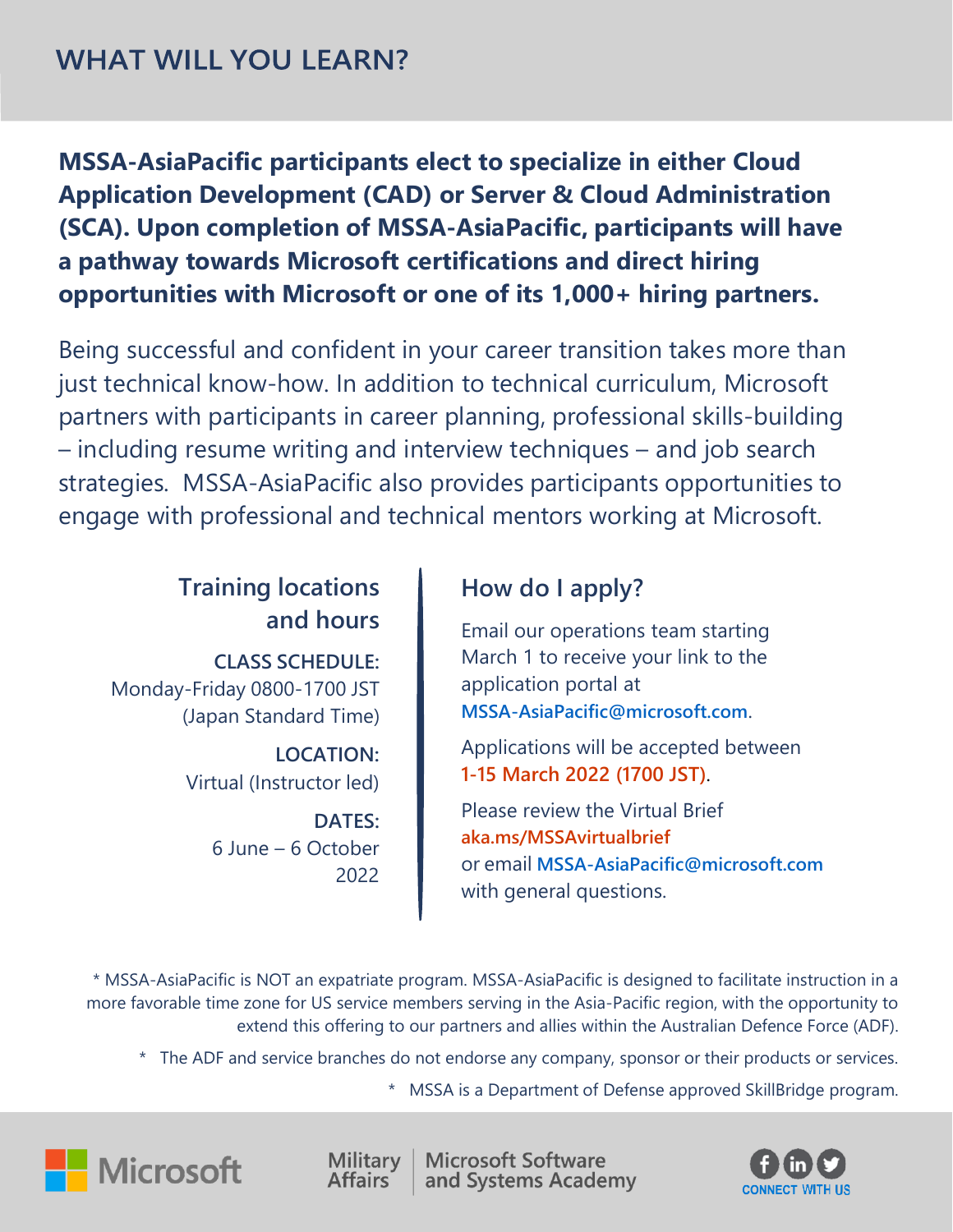## WHAT WILL YOU LEARN?

**MSSA-AsiaPacific participants elect to specialize in either Cloud Application Development (CAD) or Server & Cloud Administration (SCA). Upon completion of MSSA-AsiaPacific, participants will have a pathway towards Microsoft certifications and direct hiring opportunities with Microsoft or one of its 1,000+ hiring partners.**

Being successful and confident in your career transition takes more than just technical know-how. In addition to technical curriculum, Microsoft partners with participants in career planning, professional skills-building – including resume writing and interview techniques – and job search strategies. MSSA-AsiaPacific also provides participants opportunities to engage with professional and technical mentors working at Microsoft.

### Training locations and hours

**CLASS SCHEDULE:**
Monday-Friday 0800-1700 JST (Japan Standard Time)

**LOCATION:**
Virtual (Instructor led)

**DATES:**
6 June – 6 October 2022

### How do I apply?

Email our operations team starting March 1 to receive your link to the application portal at **MSSA-AsiaPacific@microsoft.com**.

Applications will be accepted between **1-15 March 2022 (1700 JST)**.

Please review the Virtual Brief **aka.ms/MSSAvirtualbrief** or email **MSSA-AsiaPacific@microsoft.com** with general questions.

* MSSA-AsiaPacific is NOT an expatriate program. MSSA-AsiaPacific is designed to facilitate instruction in a more favorable time zone for US service members serving in the Asia-Pacific region, with the opportunity to extend this offering to our partners and allies within the Australian Defence Force (ADF).

* The ADF and service branches do not endorse any company, sponsor or their products or services.

* MSSA is a Department of Defense approved SkillBridge program.

Microsoft | Military Affairs | Microsoft Software and Systems Academy | CONNECT WITH US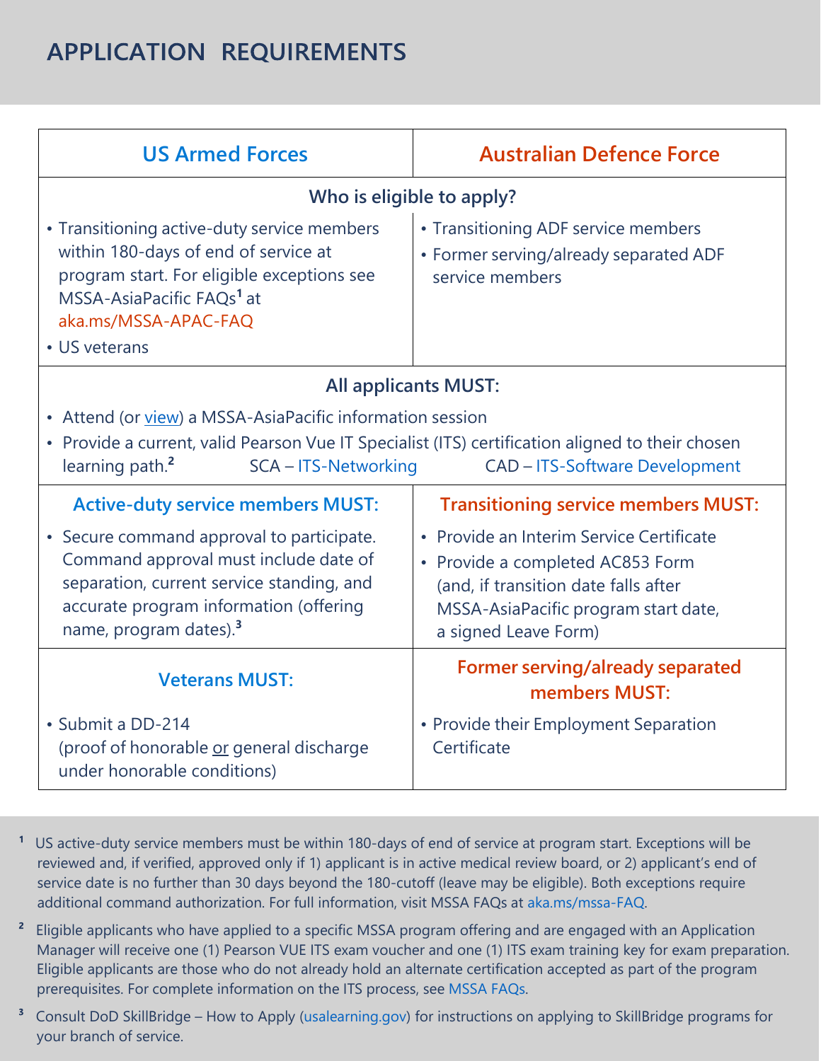# APPLICATION REQUIREMENTS

| US Armed Forces | Australian Defence Force |
|---|---|
| **Who is eligible to apply?** | |
| • Transitioning active-duty service members within 180-days of end of service at program start. For eligible exceptions see MSSA-AsiaPacific FAQs[1] at aka.ms/MSSA-APAC-FAQ<br>• US veterans | • Transitioning ADF service members<br>• Former serving/already separated ADF service members |
| **All applicants MUST:** | |
| • Attend (or view) a MSSA-AsiaPacific information session<br>• Provide a current, valid Pearson Vue IT Specialist (ITS) certification aligned to their chosen learning path.[2] SCA – ITS-Networking CAD – ITS-Software Development | |
| **Active-duty service members MUST:** | **Transitioning service members MUST:** |
| • Secure command approval to participate. Command approval must include date of separation, current service standing, and accurate program information (offering name, program dates).[3] | • Provide an Interim Service Certificate<br>• Provide a completed AC853 Form (and, if transition date falls after MSSA-AsiaPacific program start date, a signed Leave Form) |
| **Veterans MUST:** | **Former serving/already separated members MUST:** |
| • Submit a DD-214 (proof of honorable or general discharge under honorable conditions) | • Provide their Employment Separation Certificate |

[1] US active-duty service members must be within 180-days of end of service at program start. Exceptions will be reviewed and, if verified, approved only if 1) applicant is in active medical review board, or 2) applicant's end of service date is no further than 30 days beyond the 180-cutoff (leave may be eligible). Both exceptions require additional command authorization. For full information, visit MSSA FAQs at aka.ms/mssa-FAQ.

[2] Eligible applicants who have applied to a specific MSSA program offering and are engaged with an Application Manager will receive one (1) Pearson VUE ITS exam voucher and one (1) ITS exam training key for exam preparation. Eligible applicants are those who do not already hold an alternate certification accepted as part of the program prerequisites. For complete information on the ITS process, see MSSA FAQs.

[3] Consult DoD SkillBridge – How to Apply (usalearning.gov) for instructions on applying to SkillBridge programs for your branch of service.